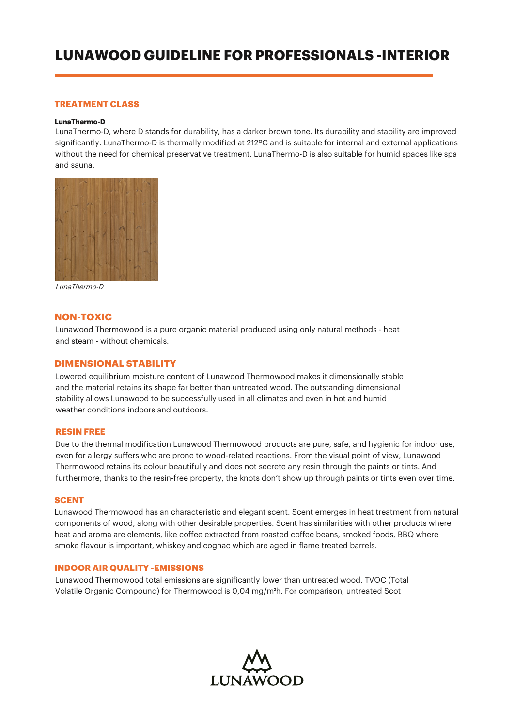# LUNAWOOD GUIDELINE FOR PROFESSIONALS -INTERIOR

## TREATMENT CLASS

**LunaThermo-D**

LunaThermo-D, where D stands for durability, has a darker brown tone. Its durability and stability are improved significantly. LunaThermo-D is thermally modified at 212ºC and is suitable for internal and external applications without the need for chemical preservative treatment. LunaThermo-D is also suitable for humid spaces like spa and sauna.

*LunaThermo-D*

## NON-TOXIC

Lunawood Thermowood is a pure organic material produced using only natural methods - heat and steam - without chemicals.

## DIMENSIONAL STABILITY

Lowered equilibrium moisture content of Lunawood Thermowood makes it dimensionally stable and the material retains its shape far better than untreated wood. The outstanding dimensional stability allows Lunawood to be successfully used in all climates and even in hot and humid weather conditions indoors and outdoors.

### RESIN FREE

Due to the thermal modification Lunawood Thermowood products are pure, safe, and hygienic for indoor use, even for allergy suffers who are prone to wood-related reactions. From the visual point of view, Lunawood Thermowood retains its colour beautifully and does not secrete any resin through the paints or tints. And furthermore, thanks to the resin-free property, the knots don't show up through paints or tints even over time.

### SCENT

Lunawood Thermowood has an characteristic and elegant scent. Scent emerges in heat treatment from natural components of wood, along with other desirable properties. Scent has similarities with other products where heat and aroma are elements, like coffee extracted from roasted coffee beans, smoked foods, BBQ where smoke flavour is important, whiskey and cognac which are aged in flame treated barrels.

### INDOOR AIR QUALITY -EMISSIONS

Lunawood Thermowood total emissions are significantly lower than untreated wood. TVOC (Total Volatile Organic Compound) for Thermowood is 0,04 mg/m²h. For comparison, untreated Scot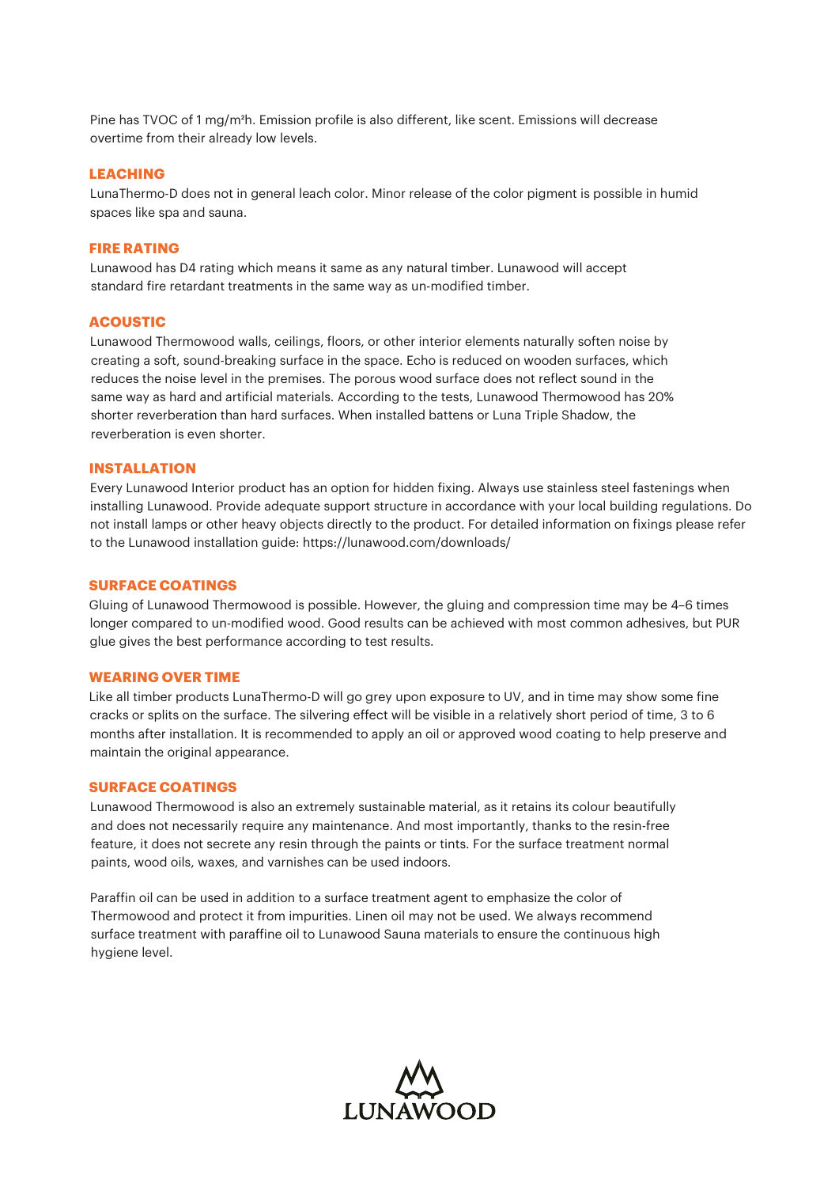Pine has TVOC of 1 mg/m²h. Emission profile is also different, like scent. Emissions will decrease overtime from their already low levels.

## LEACHING

LunaThermo-D does not in general leach color. Minor release of the color pigment is possible in humid spaces like spa and sauna.

## FIRE RATING

Lunawood has D4 rating which means it same as any natural timber. Lunawood will accept standard fire retardant treatments in the same way as un-modified timber.

## ACOUSTIC

Lunawood Thermowood walls, ceilings, floors, or other interior elements naturally soften noise by creating a soft, sound-breaking surface in the space. Echo is reduced on wooden surfaces, which reduces the noise level in the premises. The porous wood surface does not reflect sound in the same way as hard and artificial materials. According to the tests, Lunawood Thermowood has 20% shorter reverberation than hard surfaces. When installed battens or Luna Triple Shadow, the reverberation is even shorter.

## INSTALLATION

Every Lunawood Interior product has an option for hidden fixing. Always use stainless steel fastenings when installing Lunawood. Provide adequate support structure in accordance with your local building regulations. Do not install lamps or other heavy objects directly to the product. For detailed information on fixings please refer to the Lunawood installation guide: https://lunawood.com/downloads/

## SURFACE COATINGS

Gluing of Lunawood Thermowood is possible. However, the gluing and compression time may be 4–6 times longer compared to un-modified wood. Good results can be achieved with most common adhesives, but PUR glue gives the best performance according to test results.

## WEARING OVER TIME

Like all timber products LunaThermo-D will go grey upon exposure to UV, and in time may show some fine cracks or splits on the surface. The silvering effect will be visible in a relatively short period of time, 3 to 6 months after installation. It is recommended to apply an oil or approved wood coating to help preserve and maintain the original appearance.

## SURFACE COATINGS

Lunawood Thermowood is also an extremely sustainable material, as it retains its colour beautifully and does not necessarily require any maintenance. And most importantly, thanks to the resin-free feature, it does not secrete any resin through the paints or tints. For the surface treatment normal paints, wood oils, waxes, and varnishes can be used indoors.

Paraffin oil can be used in addition to a surface treatment agent to emphasize the color of Thermowood and protect it from impurities. Linen oil may not be used. We always recommend surface treatment with paraffine oil to Lunawood Sauna materials to ensure the continuous high hygiene level.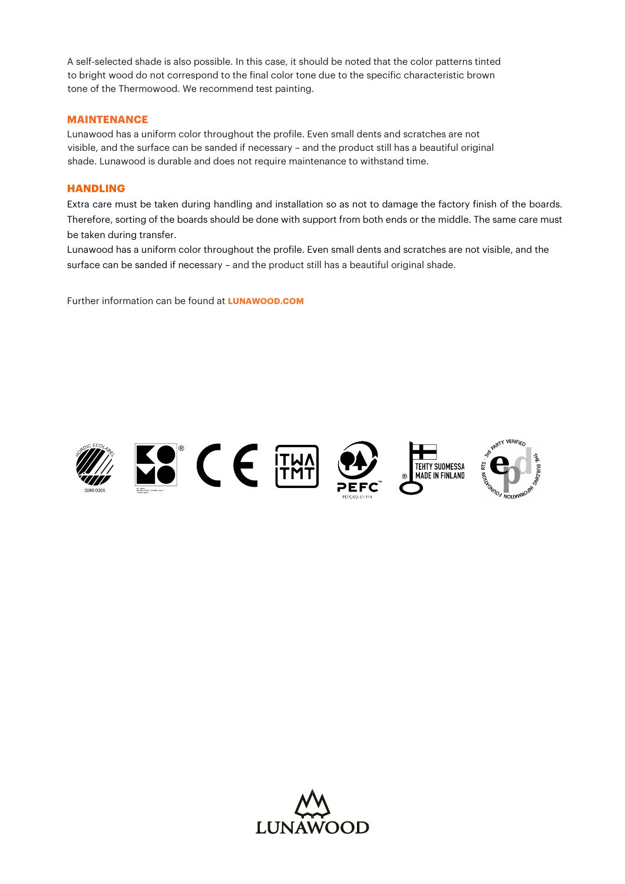A self-selected shade is also possible. In this case, it should be noted that the color patterns tinted to bright wood do not correspond to the final color tone due to the specific characteristic brown tone of the Thermowood. We recommend test painting.

## MAINTENANCE

Lunawood has a uniform color throughout the profile. Even small dents and scratches are not visible, and the surface can be sanded if necessary – and the product still has a beautiful original shade. Lunawood is durable and does not require maintenance to withstand time.

## HANDLING

Extra care must be taken during handling and installation so as not to damage the factory finish of the boards. Therefore, sorting of the boards should be done with support from both ends or the middle. The same care must be taken during transfer.

Lunawood has a uniform color throughout the profile. Even small dents and scratches are not visible, and the surface can be sanded if necessary – and the product still has a beautiful original shade.

Further information can be found at **LUNAWOOD.COM**